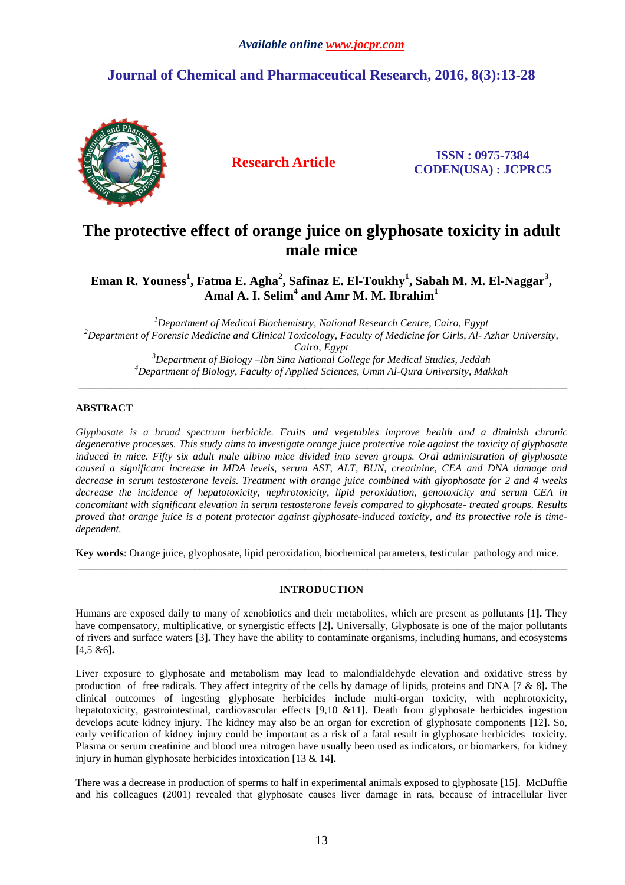*Available online www.jocpr.com*

## Journal of Chemical and Pharmaceutical Research, 2016, 8(3):13-28

**Research Article**

**ISSN : 0975-7384**
**CODEN(USA) : JCPRC5**

# The protective effect of orange juice on glyphosate toxicity in adult male mice

**Eman R. Youness[1], Fatma E. Agha[2], Safinaz E. El-Toukhy[1], Sabah M. M. El-Naggar[3], Amal A. I. Selim[4] and Amr M. M. Ibrahim[1]**

[1]*Department of Medical Biochemistry, National Research Centre, Cairo, Egypt*
[2]*Department of Forensic Medicine and Clinical Toxicology, Faculty of Medicine for Girls, Al- Azhar University, Cairo, Egypt*
[3]*Department of Biology –Ibn Sina National College for Medical Studies, Jeddah*
[4]*Department of Biology, Faculty of Applied Sciences, Umm Al-Qura University, Makkah*

---

## ABSTRACT

*Glyphosate is a broad spectrum herbicide. Fruits and vegetables improve health and a diminish chronic degenerative processes. This study aims to investigate orange juice protective role against the toxicity of glyphosate induced in mice. Fifty six adult male albino mice divided into seven groups. Oral administration of glyphosate caused a significant increase in MDA levels, serum AST, ALT, BUN, creatinine, CEA and DNA damage and decrease in serum testosterone levels. Treatment with orange juice combined with glyophosate for 2 and 4 weeks decrease the incidence of hepatotoxicity, nephrotoxicity, lipid peroxidation, genotoxicity and serum CEA in concomitant with significant elevation in serum testosterone levels compared to glyphosate- treated groups. Results proved that orange juice is a potent protector against glyphosate-induced toxicity, and its protective role is time-dependent.*

**Key words**: Orange juice, glyophosate, lipid peroxidation, biochemical parameters, testicular pathology and mice.

---

## INTRODUCTION

Humans are exposed daily to many of xenobiotics and their metabolites, which are present as pollutants **[**1**].** They have compensatory, multiplicative, or synergistic effects **[**2**].** Universally, Glyphosate is one of the major pollutants of rivers and surface waters [3**].** They have the ability to contaminate organisms, including humans, and ecosystems **[**4,5 &6**].**

Liver exposure to glyphosate and metabolism may lead to malondialdehyde elevation and oxidative stress by production of free radicals. They affect integrity of the cells by damage of lipids, proteins and DNA [7 & 8**].** The clinical outcomes of ingesting glyphosate herbicides include multi-organ toxicity, with nephrotoxicity, hepatotoxicity, gastrointestinal, cardiovascular effects **[**9,10 &11**].** Death from glyphosate herbicides ingestion develops acute kidney injury. The kidney may also be an organ for excretion of glyphosate components **[**12**].** So, early verification of kidney injury could be important as a risk of a fatal result in glyphosate herbicides toxicity. Plasma or serum creatinine and blood urea nitrogen have usually been used as indicators, or biomarkers, for kidney injury in human glyphosate herbicides intoxication **[**13 & 14**].**

There was a decrease in production of sperms to half in experimental animals exposed to glyphosate **[**15**]**. McDuffie and his colleagues (2001) revealed that glyphosate causes liver damage in rats, because of intracellular liver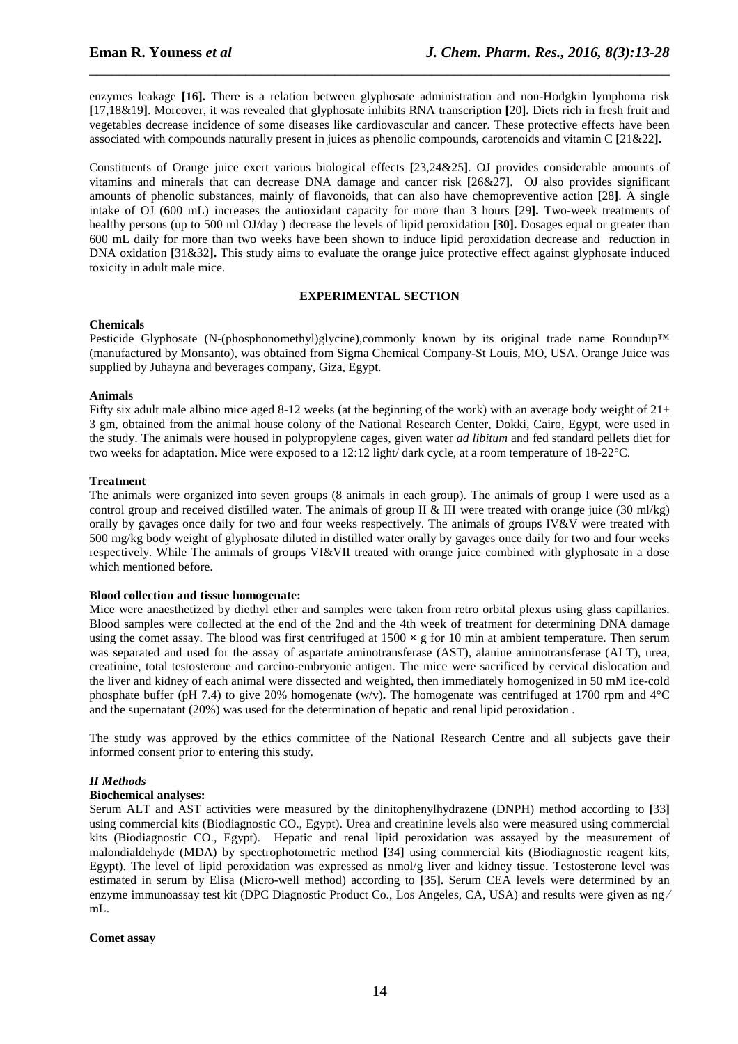enzymes leakage **[16].** There is a relation between glyphosate administration and non-Hodgkin lymphoma risk **[**17,18&19**]**. Moreover, it was revealed that glyphosate inhibits RNA transcription **[**20**].** Diets rich in fresh fruit and vegetables decrease incidence of some diseases like cardiovascular and cancer. These protective effects have been associated with compounds naturally present in juices as phenolic compounds, carotenoids and vitamin C **[**21&22**].**

Constituents of Orange juice exert various biological effects **[**23,24&25**]**. OJ provides considerable amounts of vitamins and minerals that can decrease DNA damage and cancer risk **[**26&27**]**. OJ also provides significant amounts of phenolic substances, mainly of flavonoids, that can also have chemopreventive action **[**28**]**. A single intake of OJ (600 mL) increases the antioxidant capacity for more than 3 hours **[**29**].** Two-week treatments of healthy persons (up to 500 ml OJ/day ) decrease the levels of lipid peroxidation **[30].** Dosages equal or greater than 600 mL daily for more than two weeks have been shown to induce lipid peroxidation decrease and reduction in DNA oxidation **[**31&32**].** This study aims to evaluate the orange juice protective effect against glyphosate induced toxicity in adult male mice.

## EXPERIMENTAL SECTION

**Chemicals**

Pesticide Glyphosate (N-(phosphonomethyl)glycine),commonly known by its original trade name Roundup™ (manufactured by Monsanto), was obtained from Sigma Chemical Company-St Louis, MO, USA. Orange Juice was supplied by Juhayna and beverages company, Giza, Egypt.

**Animals**

Fifty six adult male albino mice aged 8-12 weeks (at the beginning of the work) with an average body weight of $21\pm 3$ gm, obtained from the animal house colony of the National Research Center, Dokki, Cairo, Egypt, were used in the study. The animals were housed in polypropylene cages, given water *ad libitum* and fed standard pellets diet for two weeks for adaptation. Mice were exposed to a 12:12 light/ dark cycle, at a room temperature of 18-22°C.

**Treatment**

The animals were organized into seven groups (8 animals in each group). The animals of group I were used as a control group and received distilled water. The animals of group II & III were treated with orange juice (30 ml/kg) orally by gavages once daily for two and four weeks respectively. The animals of groups IV&V were treated with 500 mg/kg body weight of glyphosate diluted in distilled water orally by gavages once daily for two and four weeks respectively. While The animals of groups VI&VII treated with orange juice combined with glyphosate in a dose which mentioned before.

**Blood collection and tissue homogenate:**

Mice were anaesthetized by diethyl ether and samples were taken from retro orbital plexus using glass capillaries. Blood samples were collected at the end of the 2nd and the 4th week of treatment for determining DNA damage using the comet assay. The blood was first centrifuged at $1500 \times g$ for 10 min at ambient temperature. Then serum was separated and used for the assay of aspartate aminotransferase (AST), alanine aminotransferase (ALT), urea, creatinine, total testosterone and carcino-embryonic antigen. The mice were sacrificed by cervical dislocation and the liver and kidney of each animal were dissected and weighted, then immediately homogenized in 50 mM ice-cold phosphate buffer (pH 7.4) to give 20% homogenate (w/v)**.** The homogenate was centrifuged at 1700 rpm and 4°C and the supernatant (20%) was used for the determination of hepatic and renal lipid peroxidation .

The study was approved by the ethics committee of the National Research Centre and all subjects gave their informed consent prior to entering this study.

### *II Methods*

**Biochemical analyses:**

Serum ALT and AST activities were measured by the dinitophenylhydrazene (DNPH) method according to **[**33**]** using commercial kits (Biodiagnostic CO., Egypt). Urea and creatinine levels also were measured using commercial kits (Biodiagnostic CO., Egypt). Hepatic and renal lipid peroxidation was assayed by the measurement of malondialdehyde (MDA) by spectrophotometric method **[**34**]** using commercial kits (Biodiagnostic reagent kits, Egypt). The level of lipid peroxidation was expressed as nmol/g liver and kidney tissue. Testosterone level was estimated in serum by Elisa (Micro-well method) according to **[**35**].** Serum CEA levels were determined by an enzyme immunoassay test kit (DPC Diagnostic Product Co., Los Angeles, CA, USA) and results were given as ng ⁄ mL.

**Comet assay**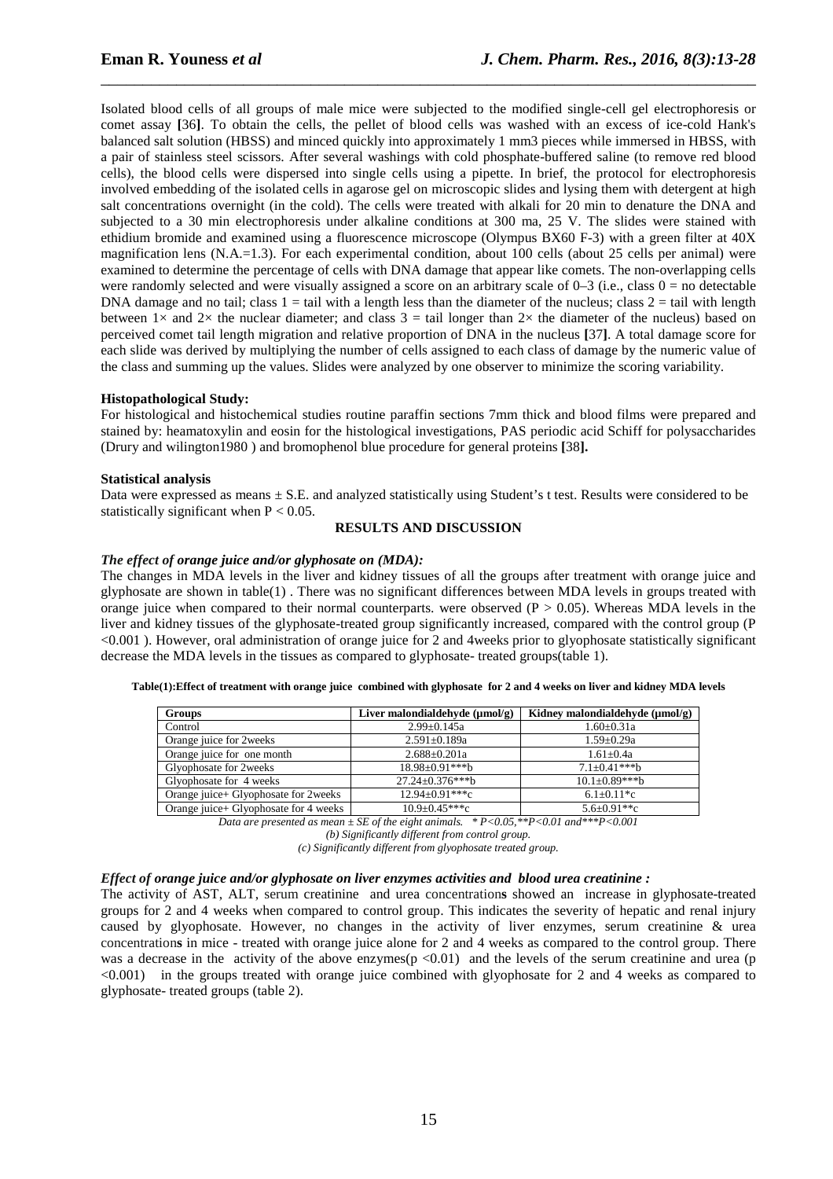Isolated blood cells of all groups of male mice were subjected to the modified single-cell gel electrophoresis or comet assay **[**36**]**. To obtain the cells, the pellet of blood cells was washed with an excess of ice-cold Hank's balanced salt solution (HBSS) and minced quickly into approximately 1 mm3 pieces while immersed in HBSS, with a pair of stainless steel scissors. After several washings with cold phosphate-buffered saline (to remove red blood cells), the blood cells were dispersed into single cells using a pipette. In brief, the protocol for electrophoresis involved embedding of the isolated cells in agarose gel on microscopic slides and lysing them with detergent at high salt concentrations overnight (in the cold). The cells were treated with alkali for 20 min to denature the DNA and subjected to a 30 min electrophoresis under alkaline conditions at 300 ma, 25 V. The slides were stained with ethidium bromide and examined using a fluorescence microscope (Olympus BX60 F-3) with a green filter at 40X magnification lens (N.A.=1.3). For each experimental condition, about 100 cells (about 25 cells per animal) were examined to determine the percentage of cells with DNA damage that appear like comets. The non-overlapping cells were randomly selected and were visually assigned a score on an arbitrary scale of 0–3 (i.e., class 0 = no detectable DNA damage and no tail; class 1 = tail with a length less than the diameter of the nucleus; class 2 = tail with length between 1× and 2× the nuclear diameter; and class 3 = tail longer than 2× the diameter of the nucleus) based on perceived comet tail length migration and relative proportion of DNA in the nucleus **[**37**]**. A total damage score for each slide was derived by multiplying the number of cells assigned to each class of damage by the numeric value of the class and summing up the values. Slides were analyzed by one observer to minimize the scoring variability.

**Histopathological Study:**

For histological and histochemical studies routine paraffin sections 7mm thick and blood films were prepared and stained by: heamatoxylin and eosin for the histological investigations, PAS periodic acid Schiff for polysaccharides (Drury and wilington1980 ) and bromophenol blue procedure for general proteins **[**38**].**

**Statistical analysis**

Data were expressed as means ± S.E. and analyzed statistically using Student's t test. Results were considered to be statistically significant when $P < 0.05$.

## RESULTS AND DISCUSSION

***The effect of orange juice and/or glyphosate on (MDA):***

The changes in MDA levels in the liver and kidney tissues of all the groups after treatment with orange juice and glyphosate are shown in table(1) . There was no significant differences between MDA levels in groups treated with orange juice when compared to their normal counterparts. were observed ($P > 0.05$). Whereas MDA levels in the liver and kidney tissues of the glyphosate-treated group significantly increased, compared with the control group ($P < 0.001$ ). However, oral administration of orange juice for 2 and 4weeks prior to glyophosate statistically significant decrease the MDA levels in the tissues as compared to glyphosate- treated groups(table 1).

**Table(1):Effect of treatment with orange juice combined with glyphosate for 2 and 4 weeks on liver and kidney MDA levels**

| Groups | Liver malondialdehyde (µmol/g) | Kidney malondialdehyde (µmol/g) |
|---|---|---|
| Control | 2.99±0.145a | 1.60±0.31a |
| Orange juice for 2weeks | 2.591±0.189a | 1.59±0.29a |
| Orange juice for one month | 2.688±0.201a | 1.61±0.4a |
| Glyophosate for 2weeks | 18.98±0.91***b | 7.1±0.41***b |
| Glyophosate for 4 weeks | 27.24±0.376***b | 10.1±0.89***b |
| Orange juice+ Glyophosate for 2weeks | 12.94±0.91***c | 6.1±0.11*c |
| Orange juice+ Glyophosate for 4 weeks | 10.9±0.45***c | 5.6±0.91**c |

*Data are presented as mean ± SE of the eight animals. * P<0.05,**P<0.01 and***P<0.001*

*(b) Significantly different from control group.*

*(c) Significantly different from glyophosate treated group.*

***Effect of orange juice and/or glyphosate on liver enzymes activities and blood urea creatinine :***

The activity of AST, ALT, serum creatinine and urea concentration**s** showed an increase in glyphosate-treated groups for 2 and 4 weeks when compared to control group. This indicates the severity of hepatic and renal injury caused by glyophosate. However, no changes in the activity of liver enzymes, serum creatinine & urea concentration**s** in mice - treated with orange juice alone for 2 and 4 weeks as compared to the control group. There was a decrease in the activity of the above enzymes($p < 0.01$) and the levels of the serum creatinine and urea ($p < 0.001$) in the groups treated with orange juice combined with glyophosate for 2 and 4 weeks as compared to glyphosate- treated groups (table 2).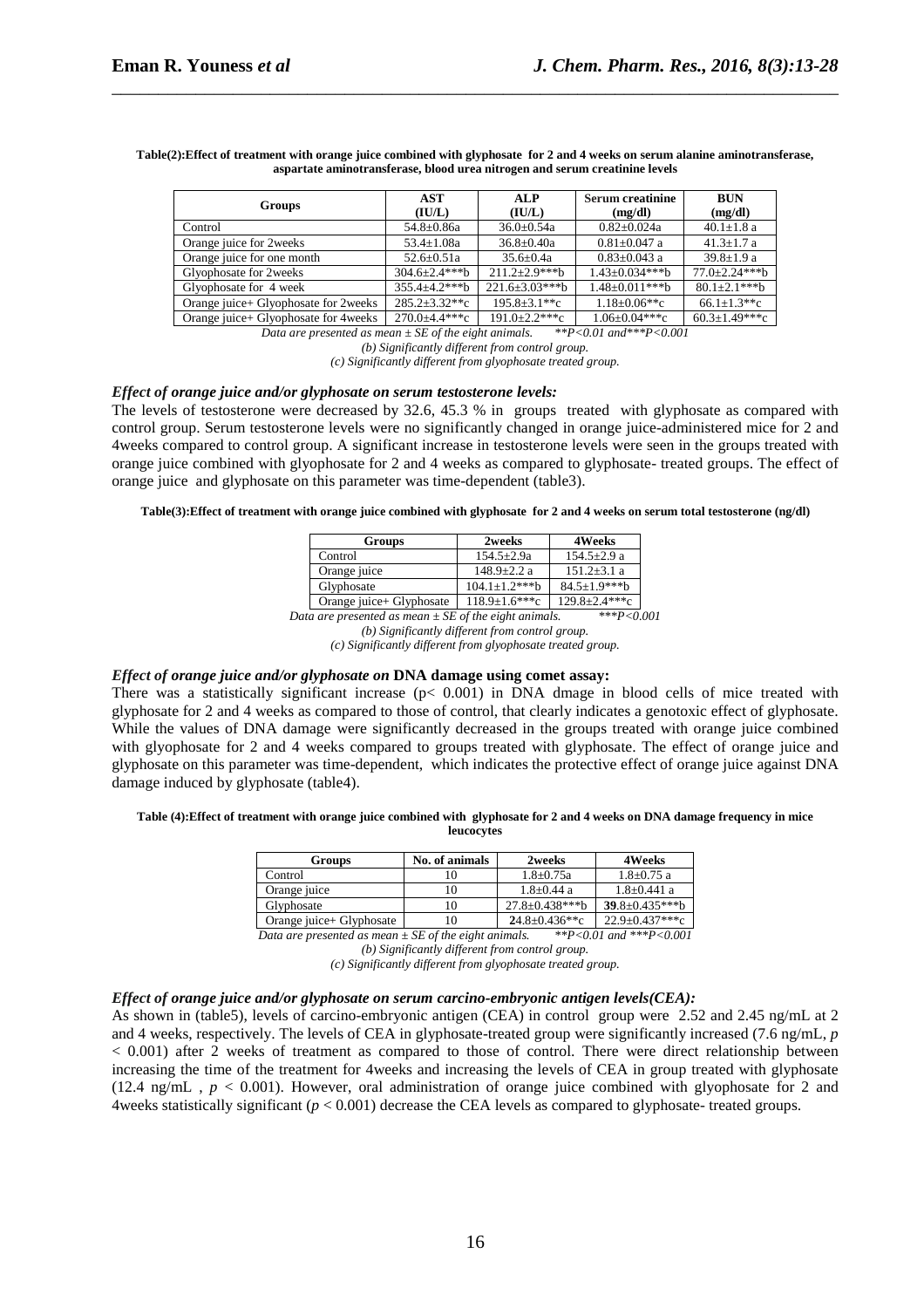**Table(2):Effect of treatment with orange juice combined with glyphosate for 2 and 4 weeks on serum alanine aminotransferase, aspartate aminotransferase, blood urea nitrogen and serum creatinine levels**

| Groups | AST (IU/L) | ALP (IU/L) | Serum creatinine (mg/dl) | BUN (mg/dl) |
|---|---|---|---|---|
| Control | 54.8±0.86a | 36.0±0.54a | 0.82±0.024a | 40.1±1.8 a |
| Orange juice for 2weeks | 53.4±1.08a | 36.8±0.40a | 0.81±0.047 a | 41.3±1.7 a |
| Orange juice for one month | 52.6±0.51a | 35.6±0.4a | 0.83±0.043 a | 39.8±1.9 a |
| Glyophosate for 2weeks | 304.6±2.4***b | 211.2±2.9***b | 1.43±0.034***b | 77.0±2.24***b |
| Glyophosate for 4 week | 355.4±4.2***b | 221.6±3.03***b | 1.48±0.011***b | 80.1±2.1***b |
| Orange juice+ Glyophosate for 2weeks | 285.2±3.32**c | 195.8±3.1**c | 1.18±0.06**c | 66.1±1.3**c |
| Orange juice+ Glyophosate for 4weeks | 270.0±4.4***c | 191.0±2.2***c | 1.06±0.04***c | 60.3±1.49***c |

*Data are presented as mean ± SE of the eight animals. \*\*P<0.01 and\*\*\*P<0.001*

*(b) Significantly different from control group.*

*(c) Significantly different from glyophosate treated group.*

### *Effect of orange juice and/or glyphosate on serum testosterone levels:*

The levels of testosterone were decreased by 32.6, 45.3 % in groups treated with glyphosate as compared with control group. Serum testosterone levels were no significantly changed in orange juice-administered mice for 2 and 4weeks compared to control group. A significant increase in testosterone levels were seen in the groups treated with orange juice combined with glyophosate for 2 and 4 weeks as compared to glyphosate- treated groups. The effect of orange juice and glyphosate on this parameter was time-dependent (table3).

**Table(3):Effect of treatment with orange juice combined with glyphosate for 2 and 4 weeks on serum total testosterone (ng/dl)**

| Groups | 2weeks | 4Weeks |
|---|---|---|
| Control | 154.5±2.9a | 154.5±2.9 a |
| Orange juice | 148.9±2.2 a | 151.2±3.1 a |
| Glyphosate | 104.1±1.2***b | 84.5±1.9***b |
| Orange juice+ Glyphosate | 118.9±1.6***c | 129.8±2.4***c |

*Data are presented as mean ± SE of the eight animals. \*\*\*P<0.001*

*(b) Significantly different from control group.*

*(c) Significantly different from glyophosate treated group.*

### *Effect of orange juice and/or glyphosate on* DNA damage using comet assay:

There was a statistically significant increase ($p < 0.001$) in DNA dmage in blood cells of mice treated with glyphosate for 2 and 4 weeks as compared to those of control, that clearly indicates a genotoxic effect of glyphosate. While the values of DNA damage were significantly decreased in the groups treated with orange juice combined with glyophosate for 2 and 4 weeks compared to groups treated with glyphosate. The effect of orange juice and glyphosate on this parameter was time-dependent, which indicates the protective effect of orange juice against DNA damage induced by glyphosate (table4).

**Table (4):Effect of treatment with orange juice combined with glyphosate for 2 and 4 weeks on DNA damage frequency in mice leucocytes**

| Groups | No. of animals | 2weeks | 4Weeks |
|---|---|---|---|
| Control | 10 | 1.8±0.75a | 1.8±0.75 a |
| Orange juice | 10 | 1.8±0.44 a | 1.8±0.441 a |
| Glyphosate | 10 | 27.8±0.438***b | **39**.8±0.435***b |
| Orange juice+ Glyphosate | 10 | **2**4.8±0.436**c | 22.9±0.437***c |

*Data are presented as mean ± SE of the eight animals. \*\*P<0.01 and \*\*\*P<0.001*

*(b) Significantly different from control group.*

*(c) Significantly different from glyophosate treated group.*

### *Effect of orange juice and/or glyphosate on serum carcino-embryonic antigen levels(CEA):*

As shown in (table5), levels of carcino-embryonic antigen (CEA) in control group were 2.52 and 2.45 ng/mL at 2 and 4 weeks, respectively. The levels of CEA in glyphosate-treated group were significantly increased (7.6 ng/mL, $p < 0.001$) after 2 weeks of treatment as compared to those of control. There were direct relationship between increasing the time of the treatment for 4weeks and increasing the levels of CEA in group treated with glyphosate (12.4 ng/mL , $p < 0.001$). However, oral administration of orange juice combined with glyophosate for 2 and 4weeks statistically significant ($p < 0.001$) decrease the CEA levels as compared to glyphosate- treated groups.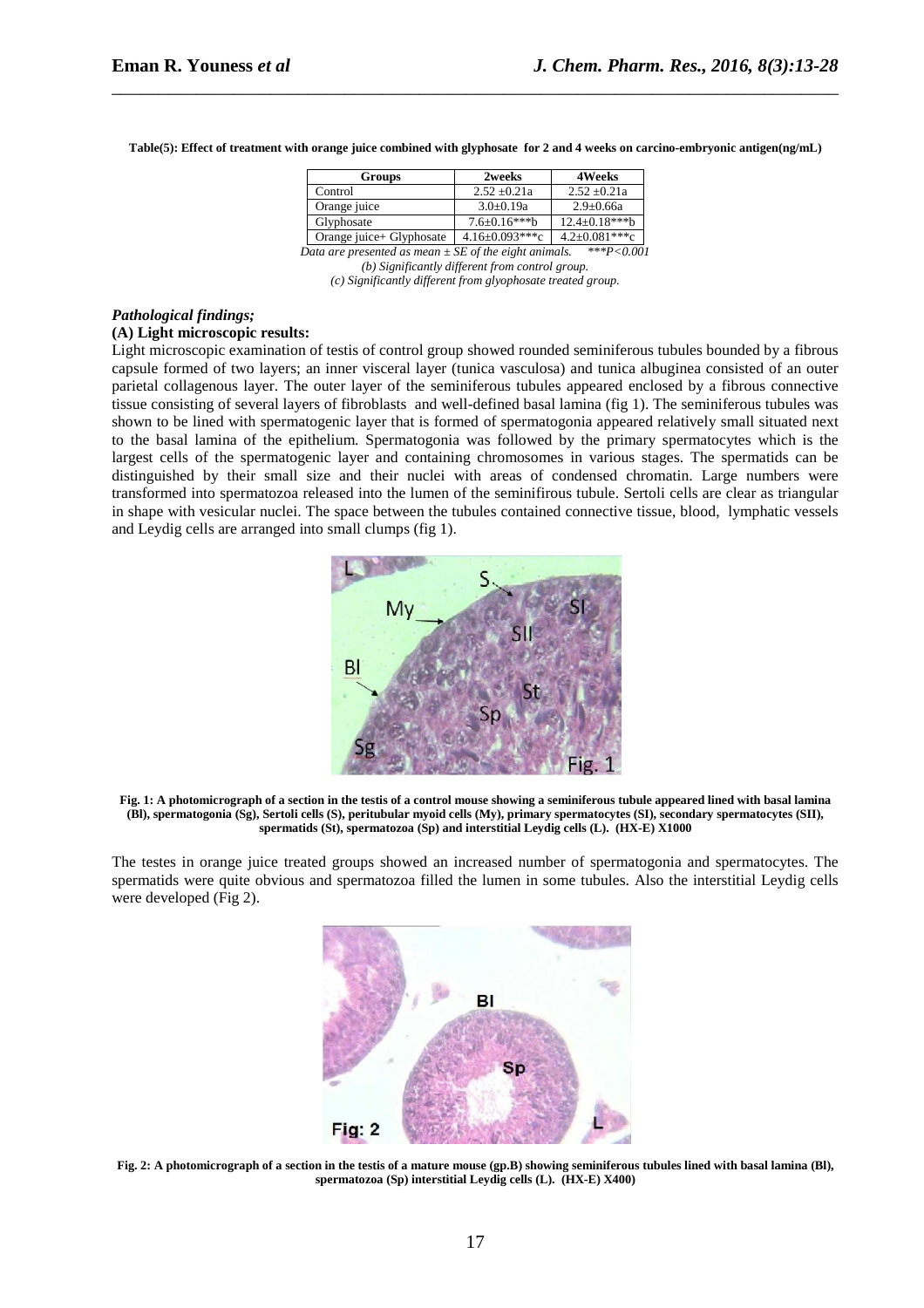**Table(5): Effect of treatment with orange juice combined with glyphosate for 2 and 4 weeks on carcino-embryonic antigen(ng/mL)**

| Groups | 2weeks | 4Weeks |
|---|---|---|
| Control | 2.52 ±0.21a | 2.52 ±0.21a |
| Orange juice | 3.0±0.19a | 2.9±0.66a |
| Glyphosate | 7.6±0.16***b | 12.4±0.18***b |
| Orange juice+ Glyphosate | 4.16±0.093***c | 4.2±0.081***c |

*Data are presented as mean ± SE of the eight animals. \*\*\*P<0.001*
*(b) Significantly different from control group.*
*(c) Significantly different from glyophosate treated group.*

### *Pathological findings;*

#### (A) Light microscopic results:

Light microscopic examination of testis of control group showed rounded seminiferous tubules bounded by a fibrous capsule formed of two layers; an inner visceral layer (tunica vasculosa) and tunica albuginea consisted of an outer parietal collagenous layer. The outer layer of the seminiferous tubules appeared enclosed by a fibrous connective tissue consisting of several layers of fibroblasts and well-defined basal lamina (fig 1). The seminiferous tubules was shown to be lined with spermatogenic layer that is formed of spermatogonia appeared relatively small situated next to the basal lamina of the epithelium. Spermatogonia was followed by the primary spermatocytes which is the largest cells of the spermatogenic layer and containing chromosomes in various stages. The spermatids can be distinguished by their small size and their nuclei with areas of condensed chromatin. Large numbers were transformed into spermatozoa released into the lumen of the seminifirous tubule. Sertoli cells are clear as triangular in shape with vesicular nuclei. The space between the tubules contained connective tissue, blood, lymphatic vessels and Leydig cells are arranged into small clumps (fig 1).

**Fig. 1: A photomicrograph of a section in the testis of a control mouse showing a seminiferous tubule appeared lined with basal lamina (Bl), spermatogonia (Sg), Sertoli cells (S), peritubular myoid cells (My), primary spermatocytes (SI), secondary spermatocytes (SII), spermatids (St), spermatozoa (Sp) and interstitial Leydig cells (L). (HX-E) X1000**

The testes in orange juice treated groups showed an increased number of spermatogonia and spermatocytes. The spermatids were quite obvious and spermatozoa filled the lumen in some tubules. Also the interstitial Leydig cells were developed (Fig 2).

**Fig. 2: A photomicrograph of a section in the testis of a mature mouse (gp.B) showing seminiferous tubules lined with basal lamina (Bl), spermatozoa (Sp) interstitial Leydig cells (L). (HX-E) X400)**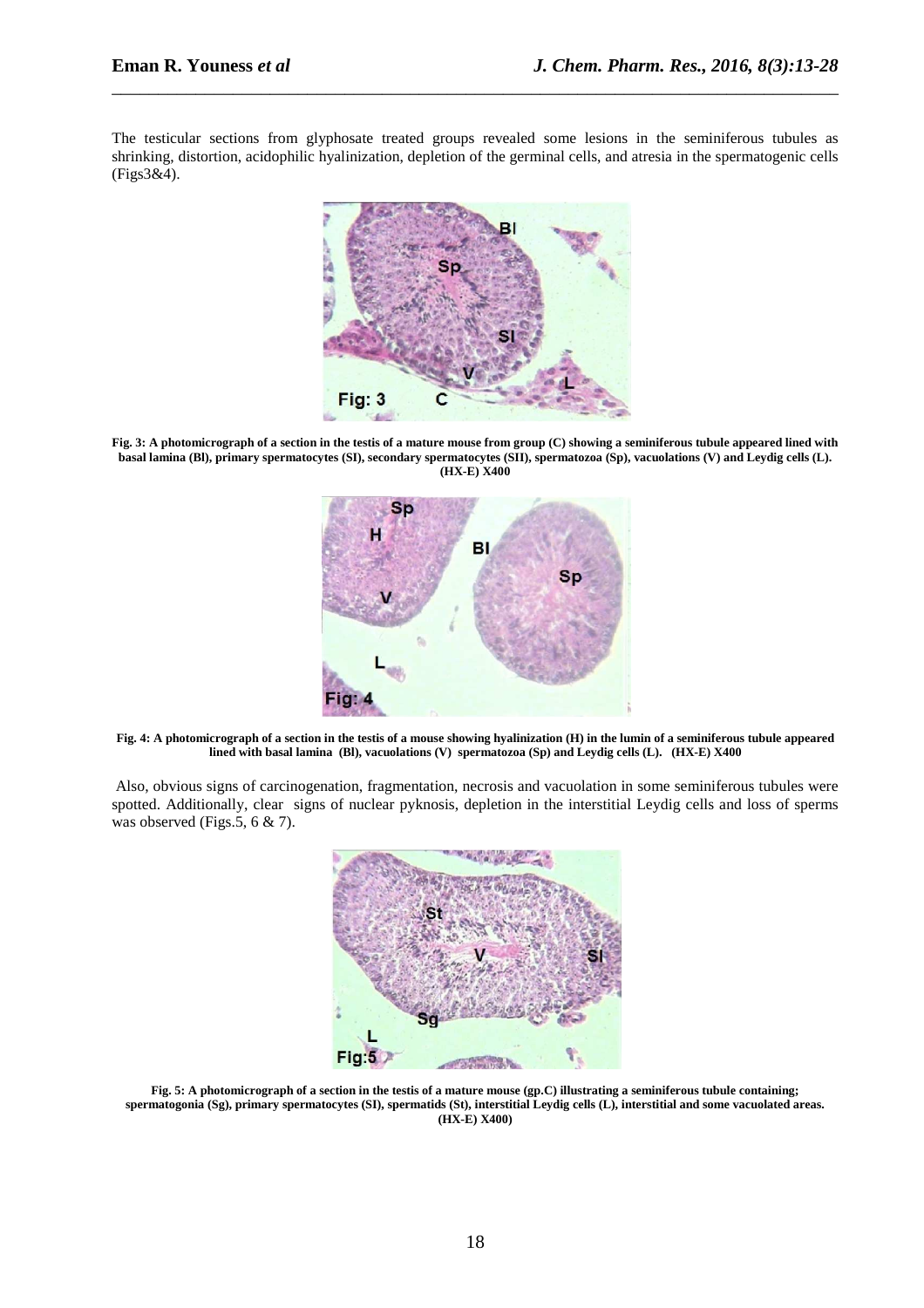The testicular sections from glyphosate treated groups revealed some lesions in the seminiferous tubules as shrinking, distortion, acidophilic hyalinization, depletion of the germinal cells, and atresia in the spermatogenic cells (Figs3&4).

**Fig. 3: A photomicrograph of a section in the testis of a mature mouse from group (C) showing a seminiferous tubule appeared lined with basal lamina (Bl), primary spermatocytes (SI), secondary spermatocytes (SII), spermatozoa (Sp), vacuolations (V) and Leydig cells (L). (HX-E) X400**

**Fig. 4: A photomicrograph of a section in the testis of a mouse showing hyalinization (H) in the lumin of a seminiferous tubule appeared lined with basal lamina (Bl), vacuolations (V) spermatozoa (Sp) and Leydig cells (L). (HX-E) X400**

Also, obvious signs of carcinogenation, fragmentation, necrosis and vacuolation in some seminiferous tubules were spotted. Additionally, clear signs of nuclear pyknosis, depletion in the interstitial Leydig cells and loss of sperms was observed (Figs.5, 6 & 7).

**Fig. 5: A photomicrograph of a section in the testis of a mature mouse (gp.C) illustrating a seminiferous tubule containing; spermatogonia (Sg), primary spermatocytes (SI), spermatids (St), interstitial Leydig cells (L), interstitial and some vacuolated areas. (HX-E) X400)**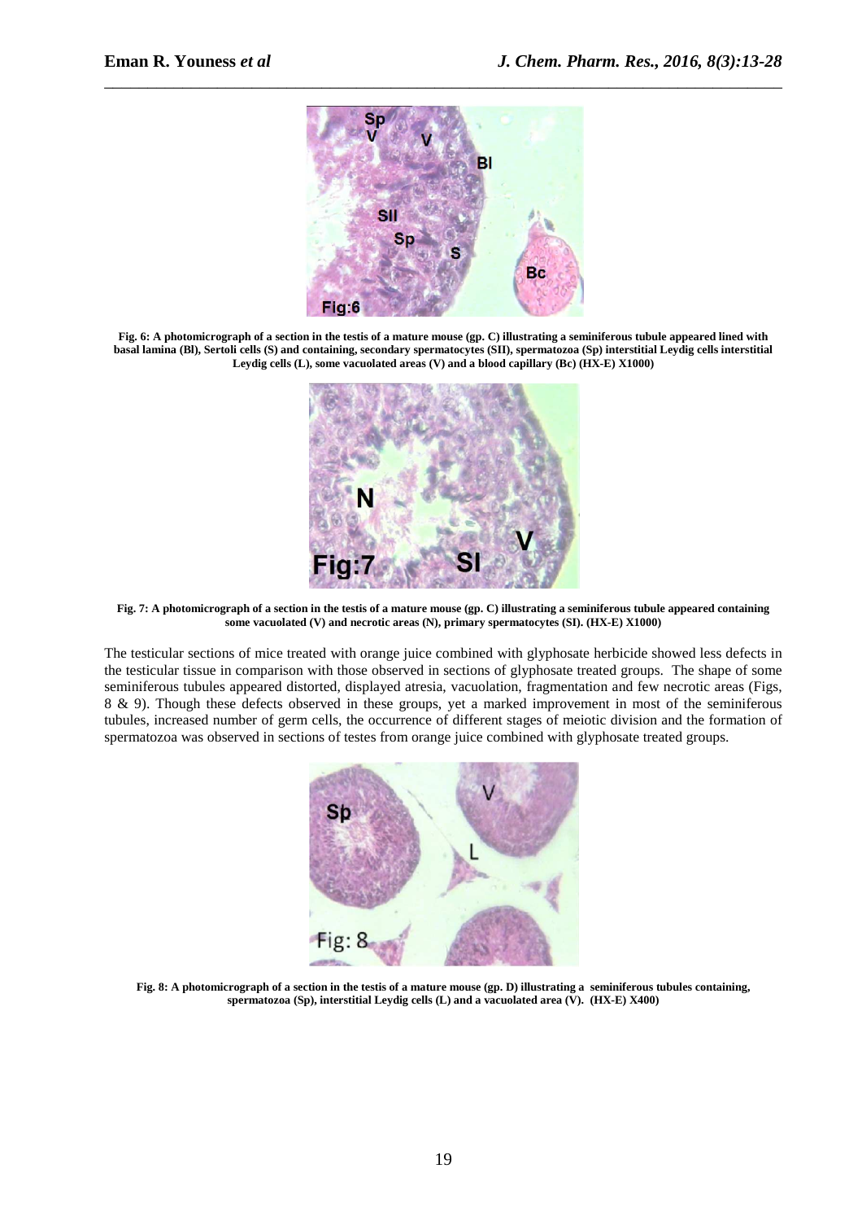Fig. 6: A photomicrograph of a section in the testis of a mature mouse (gp. C) illustrating a seminiferous tubule appeared lined with basal lamina (Bl), Sertoli cells (S) and containing, secondary spermatocytes (SII), spermatozoa (Sp) interstitial Leydig cells interstitial Leydig cells (L), some vacuolated areas (V) and a blood capillary (Bc) (HX-E) X1000)

Fig. 7: A photomicrograph of a section in the testis of a mature mouse (gp. C) illustrating a seminiferous tubule appeared containing some vacuolated (V) and necrotic areas (N), primary spermatocytes (SI). (HX-E) X1000)

The testicular sections of mice treated with orange juice combined with glyphosate herbicide showed less defects in the testicular tissue in comparison with those observed in sections of glyphosate treated groups. The shape of some seminiferous tubules appeared distorted, displayed atresia, vacuolation, fragmentation and few necrotic areas (Figs, 8 & 9). Though these defects observed in these groups, yet a marked improvement in most of the seminiferous tubules, increased number of germ cells, the occurrence of different stages of meiotic division and the formation of spermatozoa was observed in sections of testes from orange juice combined with glyphosate treated groups.

Fig. 8: A photomicrograph of a section in the testis of a mature mouse (gp. D) illustrating a seminiferous tubules containing, spermatozoa (Sp), interstitial Leydig cells (L) and a vacuolated area (V). (HX-E) X400)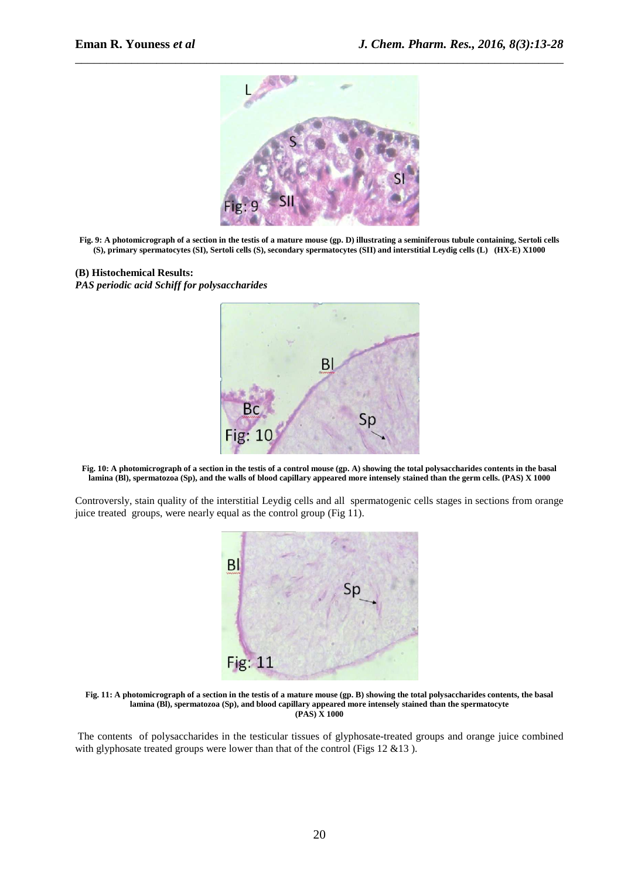Fig. 9: A photomicrograph of a section in the testis of a mature mouse (gp. D) illustrating a seminiferous tubule containing, Sertoli cells (S), primary spermatocytes (SI), Sertoli cells (S), secondary spermatocytes (SII) and interstitial Leydig cells (L) (HX-E) X1000

**(B) Histochemical Results:**

***PAS periodic acid Schiff for polysaccharides***

Fig. 10: A photomicrograph of a section in the testis of a control mouse (gp. A) showing the total polysaccharides contents in the basal lamina (Bl), spermatozoa (Sp), and the walls of blood capillary appeared more intensely stained than the germ cells. (PAS) X 1000

Controversly, stain quality of the interstitial Leydig cells and all spermatogenic cells stages in sections from orange juice treated groups, were nearly equal as the control group (Fig 11).

Fig. 11: A photomicrograph of a section in the testis of a mature mouse (gp. B) showing the total polysaccharides contents, the basal lamina (Bl), spermatozoa (Sp), and blood capillary appeared more intensely stained than the spermatocyte (PAS) X 1000

The contents of polysaccharides in the testicular tissues of glyphosate-treated groups and orange juice combined with glyphosate treated groups were lower than that of the control (Figs 12 &13 ).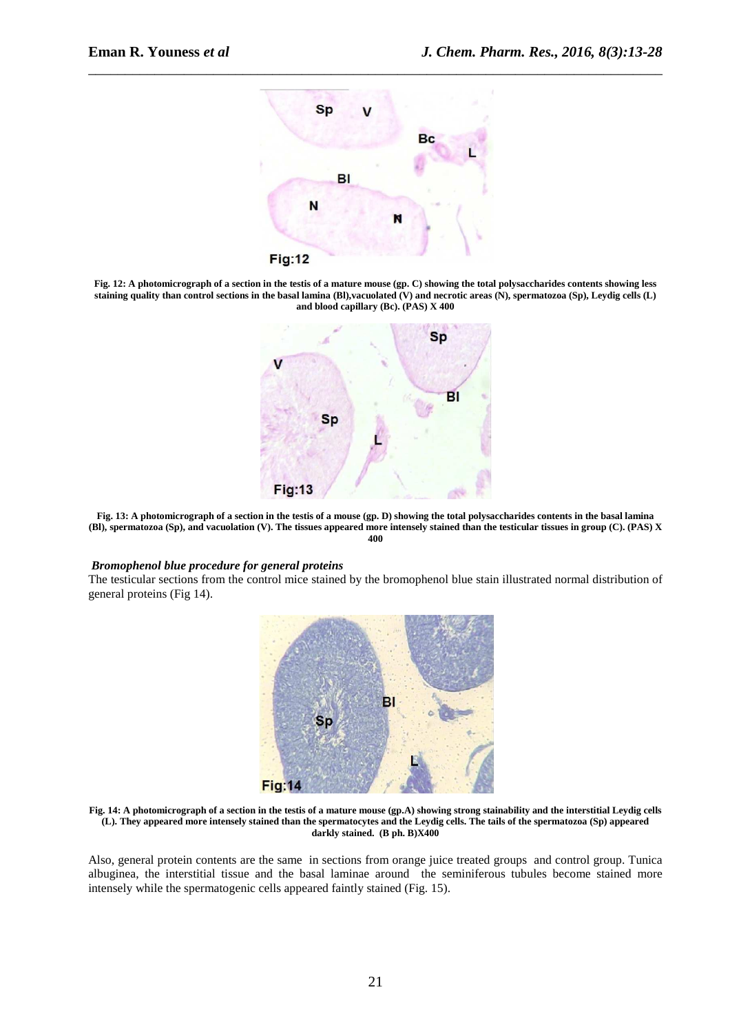Fig. 12: A photomicrograph of a section in the testis of a mature mouse (gp. C) showing the total polysaccharides contents showing less staining quality than control sections in the basal lamina (Bl),vacuolated (V) and necrotic areas (N), spermatozoa (Sp), Leydig cells (L) and blood capillary (Bc). (PAS) X 400

Fig. 13: A photomicrograph of a section in the testis of a mouse (gp. D) showing the total polysaccharides contents in the basal lamina (Bl), spermatozoa (Sp), and vacuolation (V). The tissues appeared more intensely stained than the testicular tissues in group (C). (PAS) X 400

### *Bromophenol blue procedure for general proteins*

The testicular sections from the control mice stained by the bromophenol blue stain illustrated normal distribution of general proteins (Fig 14).

Fig. 14: A photomicrograph of a section in the testis of a mature mouse (gp.A) showing strong stainability and the interstitial Leydig cells (L). They appeared more intensely stained than the spermatocytes and the Leydig cells. The tails of the spermatozoa (Sp) appeared darkly stained. (B ph. B)X400

Also, general protein contents are the same in sections from orange juice treated groups and control group. Tunica albuginea, the interstitial tissue and the basal laminae around the seminiferous tubules become stained more intensely while the spermatogenic cells appeared faintly stained (Fig. 15).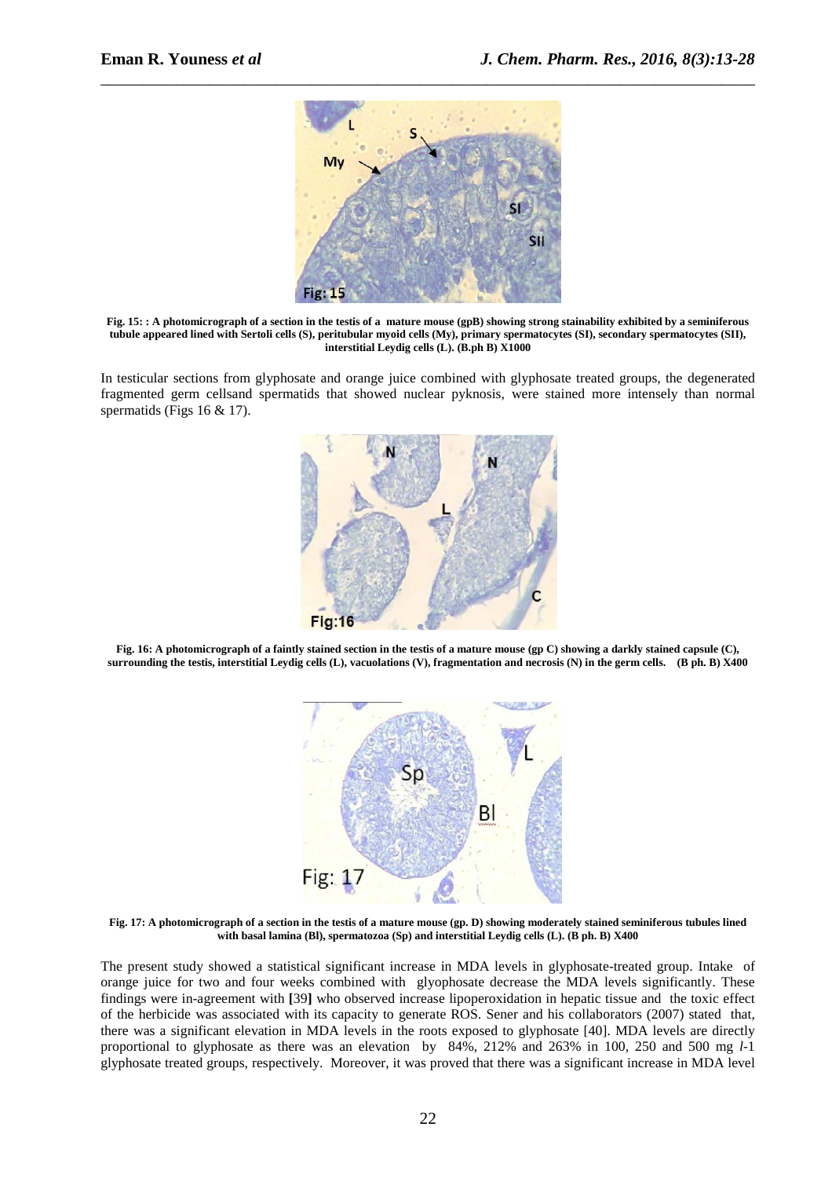**Fig. 15: : A photomicrograph of a section in the testis of a mature mouse (gpB) showing strong stainability exhibited by a seminiferous tubule appeared lined with Sertoli cells (S), peritubular myoid cells (My), primary spermatocytes (SI), secondary spermatocytes (SII), interstitial Leydig cells (L). (B.ph B) X1000**

In testicular sections from glyphosate and orange juice combined with glyphosate treated groups, the degenerated fragmented germ cellsand spermatids that showed nuclear pyknosis, were stained more intensely than normal spermatids (Figs 16 & 17).

**Fig. 16: A photomicrograph of a faintly stained section in the testis of a mature mouse (gp C) showing a darkly stained capsule (C), surrounding the testis, interstitial Leydig cells (L), vacuolations (V), fragmentation and necrosis (N) in the germ cells. (B ph. B) X400**

**Fig. 17: A photomicrograph of a section in the testis of a mature mouse (gp. D) showing moderately stained seminiferous tubules lined with basal lamina (Bl), spermatozoa (Sp) and interstitial Leydig cells (L). (B ph. B) X400**

The present study showed a statistical significant increase in MDA levels in glyphosate-treated group. Intake of orange juice for two and four weeks combined with glyophosate decrease the MDA levels significantly. These findings were in-agreement with **[**39**]** who observed increase lipoperoxidation in hepatic tissue and the toxic effect of the herbicide was associated with its capacity to generate ROS. Sener and his collaborators (2007) stated that, there was a significant elevation in MDA levels in the roots exposed to glyphosate [40]. MDA levels are directly proportional to glyphosate as there was an elevation by 84%, 212% and 263% in 100, 250 and 500 mg *l*-1 glyphosate treated groups, respectively. Moreover, it was proved that there was a significant increase in MDA level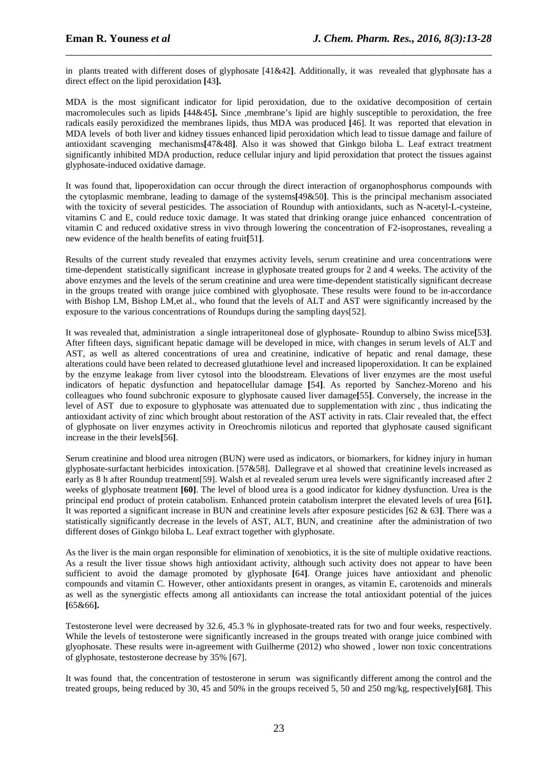in plants treated with different doses of glyphosate [41&42]. Additionally, it was revealed that glyphosate has a direct effect on the lipid peroxidation [43].

MDA is the most significant indicator for lipid peroxidation, due to the oxidative decomposition of certain macromolecules such as lipids [44&45]. Since ,membrane's lipid are highly susceptible to peroxidation, the free radicals easily peroxidized the membranes lipids, thus MDA was produced [46]. It was reported that elevation in MDA levels of both liver and kidney tissues enhanced lipid peroxidation which lead to tissue damage and failure of antioxidant scavenging mechanisms[47&48]. Also it was showed that Ginkgo biloba L. Leaf extract treatment significantly inhibited MDA production, reduce cellular injury and lipid peroxidation that protect the tissues against glyphosate-induced oxidative damage.

It was found that, lipoperoxidation can occur through the direct interaction of organophosphorus compounds with the cytoplasmic membrane, leading to damage of the systems[49&50]. This is the principal mechanism associated with the toxicity of several pesticides. The association of Roundup with antioxidants, such as N-acetyl-L-cysteine, vitamins C and E, could reduce toxic damage. It was stated that drinking orange juice enhanced concentration of vitamin C and reduced oxidative stress in vivo through lowering the concentration of F2-isoprostanes, revealing a new evidence of the health benefits of eating fruit[51].

Results of the current study revealed that enzymes activity levels, serum creatinine and urea concentrations were time-dependent statistically significant increase in glyphosate treated groups for 2 and 4 weeks. The activity of the above enzymes and the levels of the serum creatinine and urea were time-dependent statistically significant decrease in the groups treated with orange juice combined with glyophosate. These results were found to be in-accordance with Bishop LM, Bishop LM,et al., who found that the levels of ALT and AST were significantly increased by the exposure to the various concentrations of Roundups during the sampling days[52].

It was revealed that, administration a single intraperitoneal dose of glyphosate- Roundup to albino Swiss mice[53]. After fifteen days, significant hepatic damage will be developed in mice, with changes in serum levels of ALT and AST, as well as altered concentrations of urea and creatinine, indicative of hepatic and renal damage, these alterations could have been related to decreased glutathione level and increased lipoperoxidation. It can be explained by the enzyme leakage from liver cytosol into the bloodstream. Elevations of liver enzymes are the most useful indicators of hepatic dysfunction and hepatocellular damage [54]. As reported by Sanchez-Moreno and his colleagues who found subchronic exposure to glyphosate caused liver damage[55]. Conversely, the increase in the level of AST due to exposure to glyphosate was attenuated due to supplementation with zinc , thus indicating the antioxidant activity of zinc which brought about restoration of the AST activity in rats. Clair revealed that, the effect of glyphosate on liver enzymes activity in Oreochromis niloticus and reported that glyphosate caused significant increase in the their levels[56].

Serum creatinine and blood urea nitrogen (BUN) were used as indicators, or biomarkers, for kidney injury in human glyphosate-surfactant herbicides intoxication. [57&58]. Dallegrave et al showed that creatinine levels increased as early as 8 h after Roundup treatment[59]. Walsh et al revealed serum urea levels were significantly increased after 2 weeks of glyphosate treatment [60]. The level of blood urea is a good indicator for kidney dysfunction. Urea is the principal end product of protein catabolism. Enhanced protein catabolism interpret the elevated levels of urea [61]. It was reported a significant increase in BUN and creatinine levels after exposure pesticides [62 & 63]. There was a statistically significantly decrease in the levels of AST, ALT, BUN, and creatinine after the administration of two different doses of Ginkgo biloba L. Leaf extract together with glyphosate.

As the liver is the main organ responsible for elimination of xenobiotics, it is the site of multiple oxidative reactions. As a result the liver tissue shows high antioxidant activity, although such activity does not appear to have been sufficient to avoid the damage promoted by glyphosate [64]. Orange juices have antioxidant and phenolic compounds and vitamin C. However, other antioxidants present in oranges, as vitamin E, carotenoids and minerals as well as the synergistic effects among all antioxidants can increase the total antioxidant potential of the juices [65&66].

Testosterone level were decreased by 32.6, 45.3 % in glyphosate-treated rats for two and four weeks, respectively. While the levels of testosterone were significantly increased in the groups treated with orange juice combined with glyophosate. These results were in-agreement with Guilherme (2012) who showed , lower non toxic concentrations of glyphosate, testosterone decrease by 35% [67].

It was found that, the concentration of testosterone in serum was significantly different among the control and the treated groups, being reduced by 30, 45 and 50% in the groups received 5, 50 and 250 mg/kg, respectively[68]. This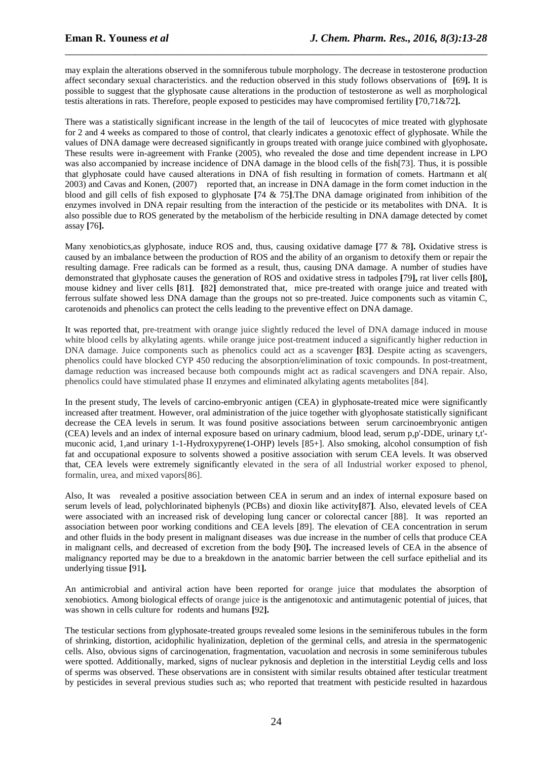may explain the alterations observed in the somniferous tubule morphology. The decrease in testosterone production affect secondary sexual characteristics. and the reduction observed in this study follows observations of **[**69**].** It is possible to suggest that the glyphosate cause alterations in the production of testosterone as well as morphological testis alterations in rats. Therefore, people exposed to pesticides may have compromised fertility **[**70,71&72**].**

There was a statistically significant increase in the length of the tail of leucocytes of mice treated with glyphosate for 2 and 4 weeks as compared to those of control, that clearly indicates a genotoxic effect of glyphosate. While the values of DNA damage were decreased significantly in groups treated with orange juice combined with glyophosate**.** These results were in-agreement with Franke (2005), who revealed the dose and time dependent increase in LPO was also accompanied by increase incidence of DNA damage in the blood cells of the fish[73]. Thus, it is possible that glyphosate could have caused alterations in DNA of fish resulting in formation of comets. Hartmann et al( 2003) and Cavas and Konen, (2007) reported that, an increase in DNA damage in the form comet induction in the blood and gill cells of fish exposed to glyphosate **[**74 & 75**]**.The DNA damage originated from inhibition of the enzymes involved in DNA repair resulting from the interaction of the pesticide or its metabolites with DNA. It is also possible due to ROS generated by the metabolism of the herbicide resulting in DNA damage detected by comet assay **[**76**].**

Many xenobiotics,as glyphosate, induce ROS and, thus, causing oxidative damage **[**77 & 78**].** Oxidative stress is caused by an imbalance between the production of ROS and the ability of an organism to detoxify them or repair the resulting damage. Free radicals can be formed as a result, thus, causing DNA damage. A number of studies have demonstrated that glyphosate causes the generation of ROS and oxidative stress in tadpoles **[**79**],** rat liver cells **[**80**],** mouse kidney and liver cells **[**81**]**. **[**82**]** demonstrated that, mice pre-treated with orange juice and treated with ferrous sulfate showed less DNA damage than the groups not so pre-treated. Juice components such as vitamin C, carotenoids and phenolics can protect the cells leading to the preventive effect on DNA damage.

It was reported that, pre-treatment with orange juice slightly reduced the level of DNA damage induced in mouse white blood cells by alkylating agents. while orange juice post-treatment induced a significantly higher reduction in DNA damage. Juice components such as phenolics could act as a scavenger **[**83**]**. Despite acting as scavengers, phenolics could have blocked CYP 450 reducing the absorption/elimination of toxic compounds. In post-treatment, damage reduction was increased because both compounds might act as radical scavengers and DNA repair. Also, phenolics could have stimulated phase II enzymes and eliminated alkylating agents metabolites [84].

In the present study, The levels of carcino-embryonic antigen (CEA) in glyphosate-treated mice were significantly increased after treatment. However, oral administration of the juice together with glyophosate statistically significant decrease the CEA levels in serum. It was found positive associations between serum carcinoembryonic antigen (CEA) levels and an index of internal exposure based on urinary cadmium, blood lead, serum p,p'-DDE, urinary t,t'-muconic acid, 1,and urinary 1-1-Hydroxypyrene(1-OHP) levels [85+]. Also smoking, alcohol consumption of fish fat and occupational exposure to solvents showed a positive association with serum CEA levels. It was observed that, CEA levels were extremely significantly elevated in the sera of all Industrial worker exposed to phenol, formalin, urea, and mixed vapors[86].

Also, It was revealed a positive association between CEA in serum and an index of internal exposure based on serum levels of lead, polychlorinated biphenyls (PCBs) and dioxin like activity**[**87**]**. Also, elevated levels of CEA were associated with an increased risk of developing lung cancer or colorectal cancer [88]. It was reported an association between poor working conditions and CEA levels [89]. The elevation of CEA concentration in serum and other fluids in the body present in malignant diseases was due increase in the number of cells that produce CEA in malignant cells, and decreased of excretion from the body **[**90**].** The increased levels of CEA in the absence of malignancy reported may be due to a breakdown in the anatomic barrier between the cell surface epithelial and its underlying tissue **[**91**].**

An antimicrobial and antiviral action have been reported for orange juice that modulates the absorption of xenobiotics. Among biological effects of orange juice is the antigenotoxic and antimutagenic potential of juices, that was shown in cells culture for rodents and humans **[**92**].**

The testicular sections from glyphosate-treated groups revealed some lesions in the seminiferous tubules in the form of shrinking, distortion, acidophilic hyalinization, depletion of the germinal cells, and atresia in the spermatogenic cells. Also, obvious signs of carcinogenation, fragmentation, vacuolation and necrosis in some seminiferous tubules were spotted. Additionally, marked, signs of nuclear pyknosis and depletion in the interstitial Leydig cells and loss of sperms was observed. These observations are in consistent with similar results obtained after testicular treatment by pesticides in several previous studies such as; who reported that treatment with pesticide resulted in hazardous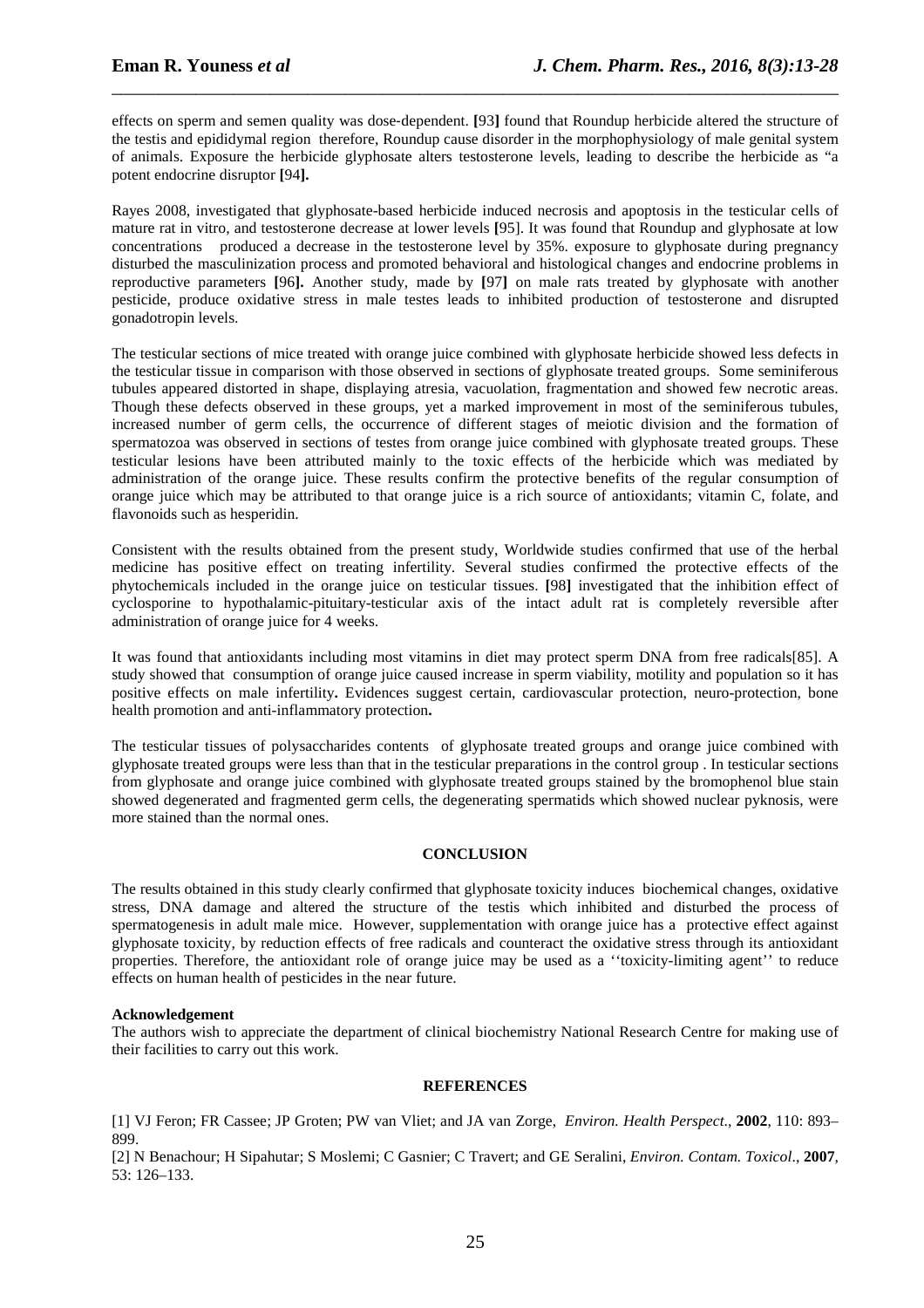effects on sperm and semen quality was dose-dependent. **[**93**]** found that Roundup herbicide altered the structure of the testis and epididymal region therefore, Roundup cause disorder in the morphophysiology of male genital system of animals. Exposure the herbicide glyphosate alters testosterone levels, leading to describe the herbicide as "a potent endocrine disruptor **[**94**].**

Rayes 2008, investigated that glyphosate-based herbicide induced necrosis and apoptosis in the testicular cells of mature rat in vitro, and testosterone decrease at lower levels **[**95]. It was found that Roundup and glyphosate at low concentrations produced a decrease in the testosterone level by 35%. exposure to glyphosate during pregnancy disturbed the masculinization process and promoted behavioral and histological changes and endocrine problems in reproductive parameters **[**96**].** Another study, made by **[**97**]** on male rats treated by glyphosate with another pesticide, produce oxidative stress in male testes leads to inhibited production of testosterone and disrupted gonadotropin levels.

The testicular sections of mice treated with orange juice combined with glyphosate herbicide showed less defects in the testicular tissue in comparison with those observed in sections of glyphosate treated groups. Some seminiferous tubules appeared distorted in shape, displaying atresia, vacuolation, fragmentation and showed few necrotic areas. Though these defects observed in these groups, yet a marked improvement in most of the seminiferous tubules, increased number of germ cells, the occurrence of different stages of meiotic division and the formation of spermatozoa was observed in sections of testes from orange juice combined with glyphosate treated groups. These testicular lesions have been attributed mainly to the toxic effects of the herbicide which was mediated by administration of the orange juice. These results confirm the protective benefits of the regular consumption of orange juice which may be attributed to that orange juice is a rich source of antioxidants; vitamin C, folate, and flavonoids such as hesperidin.

Consistent with the results obtained from the present study, Worldwide studies confirmed that use of the herbal medicine has positive effect on treating infertility. Several studies confirmed the protective effects of the phytochemicals included in the orange juice on testicular tissues. **[**98**]** investigated that the inhibition effect of cyclosporine to hypothalamic-pituitary-testicular axis of the intact adult rat is completely reversible after administration of orange juice for 4 weeks.

It was found that antioxidants including most vitamins in diet may protect sperm DNA from free radicals[85]. A study showed that consumption of orange juice caused increase in sperm viability, motility and population so it has positive effects on male infertility**.** Evidences suggest certain, cardiovascular protection, neuro-protection, bone health promotion and anti-inflammatory protection**.**

The testicular tissues of polysaccharides contents of glyphosate treated groups and orange juice combined with glyphosate treated groups were less than that in the testicular preparations in the control group . In testicular sections from glyphosate and orange juice combined with glyphosate treated groups stained by the bromophenol blue stain showed degenerated and fragmented germ cells, the degenerating spermatids which showed nuclear pyknosis, were more stained than the normal ones.

## CONCLUSION

The results obtained in this study clearly confirmed that glyphosate toxicity induces biochemical changes, oxidative stress, DNA damage and altered the structure of the testis which inhibited and disturbed the process of spermatogenesis in adult male mice. However, supplementation with orange juice has a protective effect against glyphosate toxicity, by reduction effects of free radicals and counteract the oxidative stress through its antioxidant properties. Therefore, the antioxidant role of orange juice may be used as a ''toxicity-limiting agent'' to reduce effects on human health of pesticides in the near future.

**Acknowledgement**

The authors wish to appreciate the department of clinical biochemistry National Research Centre for making use of their facilities to carry out this work.

## REFERENCES

[1] VJ Feron; FR Cassee; JP Groten; PW van Vliet; and JA van Zorge, *Environ. Health Perspect*., **2002**, 110: 893–899.

[2] N Benachour; H Sipahutar; S Moslemi; C Gasnier; C Travert; and GE Seralini, *Environ. Contam. Toxicol*., **2007**, 53: 126–133.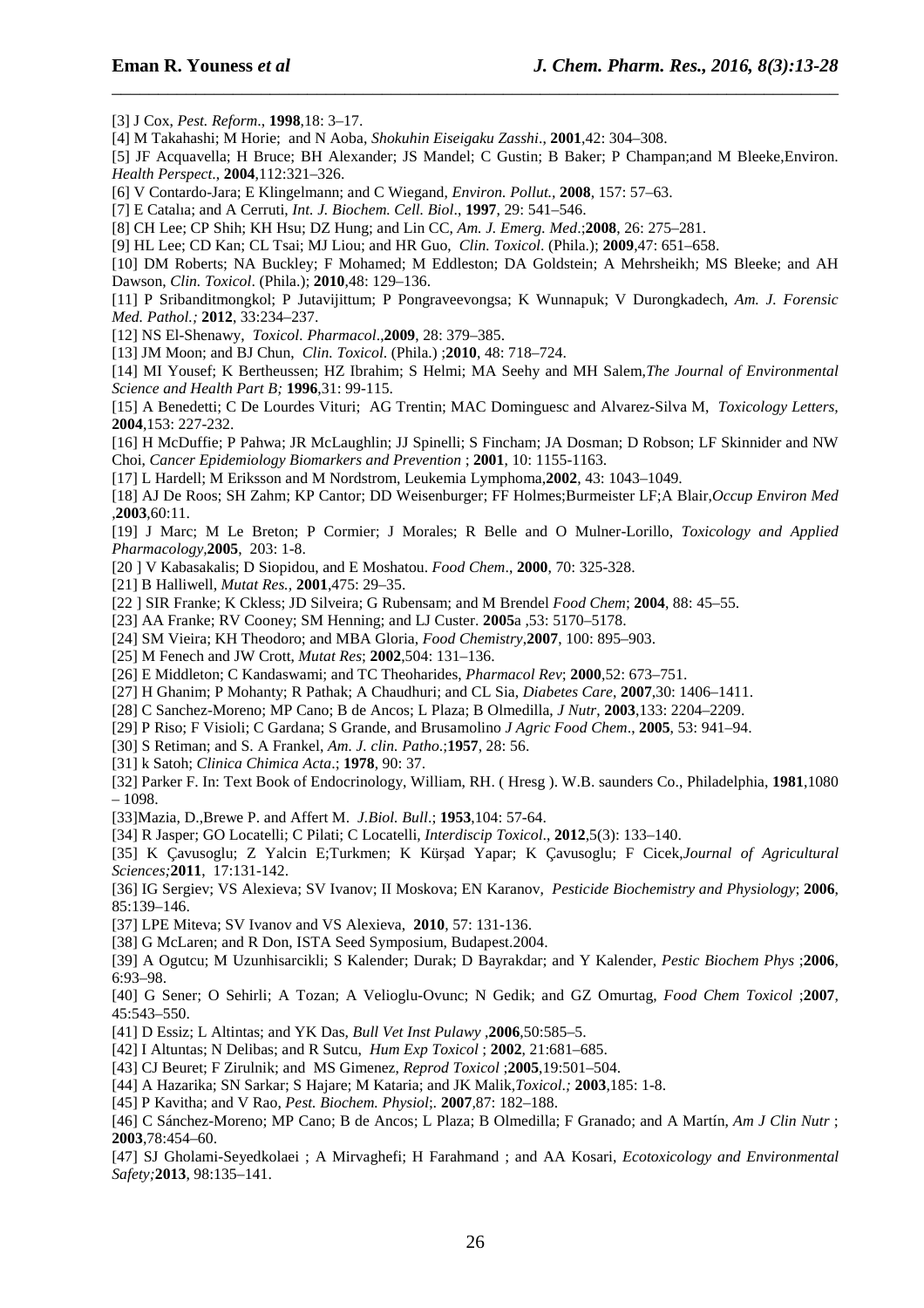[3] J Cox, *Pest. Reform*., **1998**,18: 3–17.

[4] M Takahashi; M Horie; and N Aoba, *Shokuhin Eiseigaku Zasshi*., **2001**,42: 304–308.

[5] JF Acquavella; H Bruce; BH Alexander; JS Mandel; C Gustin; B Baker; P Champan;and M Bleeke,Environ. *Health Perspect*., **2004**,112:321–326.

[6] V Contardo-Jara; E Klingelmann; and C Wiegand, *Environ. Pollut.*, **2008**, 157: 57–63.

[7] E Catalıa; and A Cerruti, *Int. J. Biochem. Cell. Biol*., **1997**, 29: 541–546.

[8] CH Lee; CP Shih; KH Hsu; DZ Hung; and Lin CC, *Am. J. Emerg. Med*.;**2008**, 26: 275–281.

[9] HL Lee; CD Kan; CL Tsai; MJ Liou; and HR Guo, *Clin. Toxicol*. (Phila.); **2009**,47: 651–658.

[10] DM Roberts; NA Buckley; F Mohamed; M Eddleston; DA Goldstein; A Mehrsheikh; MS Bleeke; and AH Dawson, *Clin. Toxicol*. (Phila.); **2010**,48: 129–136.

[11] P Sribanditmongkol; P Jutavijittum; P Pongraveevongsa; K Wunnapuk; V Durongkadech, *Am. J. Forensic Med. Pathol.;* **2012**, 33:234–237.

[12] NS El-Shenawy, *Toxicol. Pharmacol*.,**2009**, 28: 379–385.

[13] JM Moon; and BJ Chun, *Clin. Toxicol*. (Phila.) ;**2010**, 48: 718–724.

[14] MI Yousef; K Bertheussen; HZ Ibrahim; S Helmi; MA Seehy and MH Salem,*The Journal of Environmental Science and Health Part B;* **1996**,31: 99-115.

[15] A Benedetti; C De Lourdes Vituri; AG Trentin; MAC Dominguesc and Alvarez-Silva M, *Toxicology Letters,* **2004**,153: 227-232.

[16] H McDuffie; P Pahwa; JR McLaughlin; JJ Spinelli; S Fincham; JA Dosman; D Robson; LF Skinnider and NW Choi, *Cancer Epidemiology Biomarkers and Prevention* ; **2001**, 10: 1155-1163.

[17] L Hardell; M Eriksson and M Nordstrom, Leukemia Lymphoma,**2002**, 43: 1043–1049.

[18] AJ De Roos; SH Zahm; KP Cantor; DD Weisenburger; FF Holmes;Burmeister LF;A Blair,*Occup Environ Med* ,**2003**,60:11.

[19] J Marc; M Le Breton; P Cormier; J Morales; R Belle and O Mulner-Lorillo, *Toxicology and Applied Pharmacology*,**2005**, 203: 1-8.

[20 ] V Kabasakalis; D Siopidou, and E Moshatou. *Food Chem*., **2000**, 70: 325-328.

[21] B Halliwell, *Mutat Res.,* **2001**,475: 29–35.

[22 ] SIR Franke; K Ckless; JD Silveira; G Rubensam; and M Brendel *Food Chem*; **2004**, 88: 45–55.

[23] AA Franke; RV Cooney; SM Henning; and LJ Custer. **2005**a ,53: 5170–5178.

[24] SM Vieira; KH Theodoro; and MBA Gloria, *Food Chemistry*,**2007**, 100: 895–903.

[25] M Fenech and JW Crott, *Mutat Res*; **2002**,504: 131–136.

[26] E Middleton; C Kandaswami; and TC Theoharides, *Pharmacol Rev*; **2000**,52: 673–751.

[27] H Ghanim; P Mohanty; R Pathak; A Chaudhuri; and CL Sia, *Diabetes Care*, **2007**,30: 1406–1411.

[28] C Sanchez-Moreno; MP Cano; B de Ancos; L Plaza; B Olmedilla, *J Nutr*, **2003**,133: 2204–2209.

[29] P Riso; F Visioli; C Gardana; S Grande, and Brusamolino *J Agric Food Chem*., **2005**, 53: 941–94.

[30] S Retiman; and S. A Frankel, *Am. J. clin. Patho*.;**1957**, 28: 56.

[31] k Satoh; *Clinica Chimica Acta*.; **1978**, 90: 37.

[32] Parker F. In: Text Book of Endocrinology, William, RH. ( Hresg ). W.B. saunders Co., Philadelphia, **1981**,1080 – 1098.

[33]Mazia, D.,Brewe P. and Affert M. *J.Biol. Bull*.; **1953**,104: 57-64.

[34] R Jasper; GO Locatelli; C Pilati; C Locatelli, *Interdiscip Toxicol*., **2012**,5(3): 133–140.

[35] K Çavusoglu; Z Yalcin E;Turkmen; K Kürşad Yapar; K Çavusoglu; F Cicek,*Journal of Agricultural Sciences;***2011**, 17:131-142.

[36] IG Sergiev; VS Alexieva; SV Ivanov; II Moskova; EN Karanov, *Pesticide Biochemistry and Physiology*; **2006**, 85:139–146.

[37] LPE Miteva; SV Ivanov and VS Alexieva, **2010**, 57: 131-136.

[38] G McLaren; and R Don, ISTA Seed Symposium, Budapest.2004.

[39] A Ogutcu; M Uzunhisarcikli; S Kalender; Durak; D Bayrakdar; and Y Kalender, *Pestic Biochem Phys* ;**2006**, 6:93–98.

[40] G Sener; O Sehirli; A Tozan; A Velioglu-Ovunc; N Gedik; and GZ Omurtag, *Food Chem Toxicol* ;**2007**, 45:543–550.

[41] D Essiz; L Altintas; and YK Das, *Bull Vet Inst Pulawy* ,**2006**,50:585–5.

[42] I Altuntas; N Delibas; and R Sutcu, *Hum Exp Toxicol* ; **2002**, 21:681–685.

[43] CJ Beuret; F Zirulnik; and MS Gimenez, *Reprod Toxicol* ;**2005**,19:501–504.

[44] A Hazarika; SN Sarkar; S Hajare; M Kataria; and JK Malik,*Toxicol.;* **2003**,185: 1-8.

[45] P Kavitha; and V Rao, *Pest. Biochem. Physiol*;. **2007**,87: 182–188.

[46] C Sánchez-Moreno; MP Cano; B de Ancos; L Plaza; B Olmedilla; F Granado; and A Martín, *Am J Clin Nutr* ; **2003**,78:454–60.

[47] SJ Gholami-Seyedkolaei ; A Mirvaghefi; H Farahmand ; and AA Kosari, *Ecotoxicology and Environmental Safety;***2013**, 98:135–141.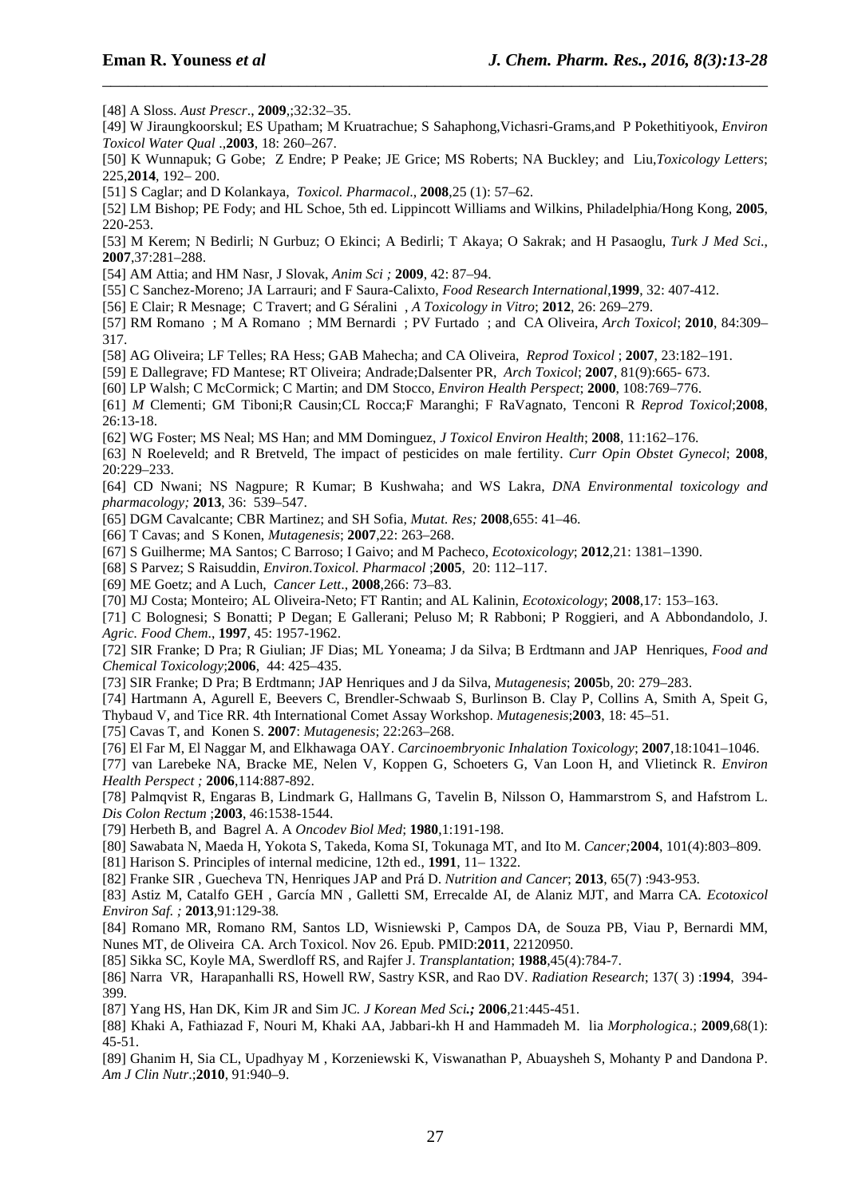[48] A Sloss. *Aust Prescr*., **2009**,;32:32–35.

[49] W Jiraungkoorskul; ES Upatham; M Kruatrachue; S Sahaphong,Vichasri-Grams,and P Pokethitiyook, *Environ Toxicol Water Qual* .,**2003**, 18: 260–267.

[50] K Wunnapuk; G Gobe; Z Endre; P Peake; JE Grice; MS Roberts; NA Buckley; and Liu,*Toxicology Letters*; 225,**2014**, 192– 200.

[51] S Caglar; and D Kolankaya, *Toxicol. Pharmacol*., **2008**,25 (1): 57–62.

[52] LM Bishop; PE Fody; and HL Schoe, 5th ed. Lippincott Williams and Wilkins, Philadelphia/Hong Kong, **2005**, 220-253.

[53] M Kerem; N Bedirli; N Gurbuz; O Ekinci; A Bedirli; T Akaya; O Sakrak; and H Pasaoglu, *Turk J Med Sci*., **2007**,37:281–288.

[54] AM Attia; and HM Nasr, J Slovak, *Anim Sci ;* **2009**, 42: 87–94.

[55] C Sanchez-Moreno; JA Larrauri; and F Saura-Calixto, *Food Research International*,**1999**, 32: 407-412.

[56] E Clair; R Mesnage; C Travert; and G Séralini , *A Toxicology in Vitro*; **2012**, 26: 269–279.

[57] RM Romano ; M A Romano ; MM Bernardi ; PV Furtado ; and CA Oliveira, *Arch Toxicol*; **2010**, 84:309–317.

[58] AG Oliveira; LF Telles; RA Hess; GAB Mahecha; and CA Oliveira, *Reprod Toxicol* ; **2007**, 23:182–191.

[59] E Dallegrave; FD Mantese; RT Oliveira; Andrade;Dalsenter PR, *Arch Toxicol*; **2007**, 81(9):665- 673.

[60] LP Walsh; C McCormick; C Martin; and DM Stocco, *Environ Health Perspect*; **2000**, 108:769–776.

[61] *M* Clementi; GM Tiboni;R Causin;CL Rocca;F Maranghi; F RaVagnato, Tenconi R *Reprod Toxicol*;**2008**, 26:13-18.

[62] WG Foster; MS Neal; MS Han; and MM Dominguez, *J Toxicol Environ Health*; **2008**, 11:162–176.

[63] N Roeleveld; and R Bretveld, The impact of pesticides on male fertility. *Curr Opin Obstet Gynecol*; **2008**, 20:229–233.

[64] CD Nwani; NS Nagpure; R Kumar; B Kushwaha; and WS Lakra, *DNA Environmental toxicology and pharmacology;* **2013**, 36: 539–547.

[65] DGM Cavalcante; CBR Martinez; and SH Sofia, *Mutat. Res;* **2008**,655: 41–46.

[66] T Cavas; and S Konen, *Mutagenesis*; **2007**,22: 263–268.

[67] S Guilherme; MA Santos; C Barroso; I Gaivo; and M Pacheco, *Ecotoxicology*; **2012**,21: 1381–1390.

[68] S Parvez; S Raisuddin, *Environ.Toxicol. Pharmacol* ;**2005**, 20: 112–117.

[69] ME Goetz; and A Luch, *Cancer Lett*., **2008**,266: 73–83.

[70] MJ Costa; Monteiro; AL Oliveira-Neto; FT Rantin; and AL Kalinin, *Ecotoxicology*; **2008**,17: 153–163.

[71] C Bolognesi; S Bonatti; P Degan; E Gallerani; Peluso M; R Rabboni; P Roggieri, and A Abbondandolo, J. *Agric. Food Chem*., **1997**, 45: 1957-1962.

[72] SIR Franke; D Pra; R Giulian; JF Dias; ML Yoneama; J da Silva; B Erdtmann and JAP Henriques, *Food and Chemical Toxicology*;**2006**, 44: 425–435.

[73] SIR Franke; D Pra; B Erdtmann; JAP Henriques and J da Silva, *Mutagenesis*; **2005**b, 20: 279–283.

[74] Hartmann A, Agurell E, Beevers C, Brendler-Schwaab S, Burlinson B. Clay P, Collins A, Smith A, Speit G, Thybaud V, and Tice RR. 4th International Comet Assay Workshop. *Mutagenesis*;**2003**, 18: 45–51.

[75] Cavas T, and Konen S. **2007**: *Mutagenesis*; 22:263–268.

[76] El Far M, El Naggar M, and Elkhawaga OAY. *Carcinoembryonic Inhalation Toxicology*; **2007**,18:1041–1046.

[77] van Larebeke NA, Bracke ME, Nelen V, Koppen G, Schoeters G, Van Loon H, and Vlietinck R. *Environ Health Perspect ;* **2006**,114:887-892.

[78] Palmqvist R, Engaras B, Lindmark G, Hallmans G, Tavelin B, Nilsson O, Hammarstrom S, and Hafstrom L. *Dis Colon Rectum* ;**2003**, 46:1538-1544.

[79] Herbeth B, and Bagrel A. A *Oncodev Biol Med*; **1980**,1:191-198.

[80] Sawabata N, Maeda H, Yokota S, Takeda, Koma SI, Tokunaga MT, and Ito M. *Cancer;***2004**, 101(4):803–809.

[81] Harison S. Principles of internal medicine, 12th ed., **1991**, 11– 1322.

[82] Franke SIR , Guecheva TN, Henriques JAP and Prá D. *Nutrition and Cancer*; **2013**, 65(7) :943-953.

[83] Astiz M, Catalfo GEH , García MN , Galletti SM, Errecalde AI, de Alaniz MJT, and Marra CA. *Ecotoxicol Environ Saf. ;* **2013**,91:129-38*.*

[84] Romano MR, Romano RM, Santos LD, Wisniewski P, Campos DA, de Souza PB, Viau P, Bernardi MM, Nunes MT, de Oliveira CA. Arch Toxicol. Nov 26. Epub. PMID:**2011**, 22120950.

[85] Sikka SC, Koyle MA, Swerdloff RS, and Rajfer J. *Transplantation*; **1988**,45(4):784-7.

[86] Narra VR, Harapanhalli RS, Howell RW, Sastry KSR, and Rao DV. *Radiation Research*; 137( 3) :**1994**, 394-399.

[87] Yang HS, Han DK, Kim JR and Sim JC. *J Korean Med Sci.;* **2006**,21:445-451.

[88] Khaki A, Fathiazad F, Nouri M, Khaki AA, Hamidi-kh H and Hammadeh M. lia *Morphologica*.; **2009**,68(1): 45-51.

[89] Ghanim H, Sia CL, Upadhyay M , Korzeniewski K, Viswanathan P, Abuaysheh S, Mohanty P and Dandona P. *Am J Clin Nutr*.;**2010**, 91:940–9.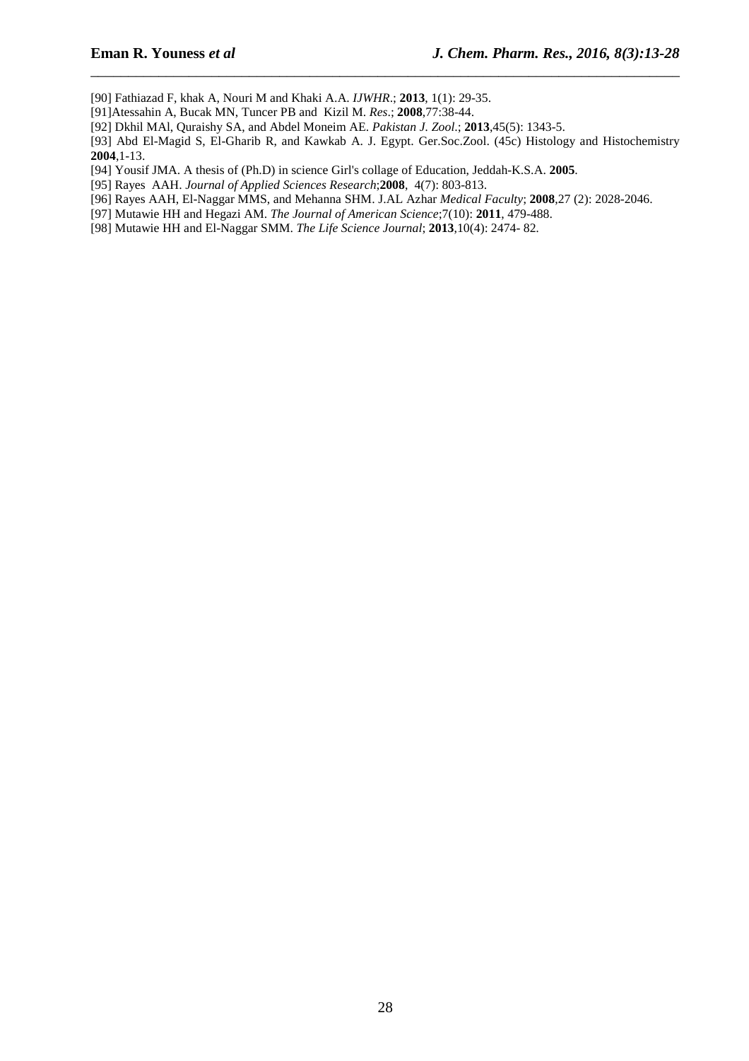[90] Fathiazad F, khak A, Nouri M and Khaki A.A. *IJWHR*.; **2013**, 1(1): 29-35.

[91]Atessahin A, Bucak MN, Tuncer PB and Kizil M. *Res*.; **2008**,77:38-44.

[92] Dkhil MAl, Quraishy SA, and Abdel Moneim AE. *Pakistan J. Zool*.; **2013**,45(5): 1343-5.

[93] Abd El-Magid S, El-Gharib R, and Kawkab A. J. Egypt. Ger.Soc.Zool. (45c) Histology and Histochemistry **2004**,1-13.

[94] Yousif JMA. A thesis of (Ph.D) in science Girl's collage of Education, Jeddah-K.S.A. **2005**.

[95] Rayes AAH. *Journal of Applied Sciences Research*;**2008**, 4(7): 803-813.

[96] Rayes AAH, El-Naggar MMS, and Mehanna SHM. J.AL Azhar *Medical Faculty*; **2008**,27 (2): 2028-2046.

[97] Mutawie HH and Hegazi AM. *The Journal of American Science*;7(10): **2011**, 479-488.

[98] Mutawie HH and El-Naggar SMM. *The Life Science Journal*; **2013**,10(4): 2474- 82.